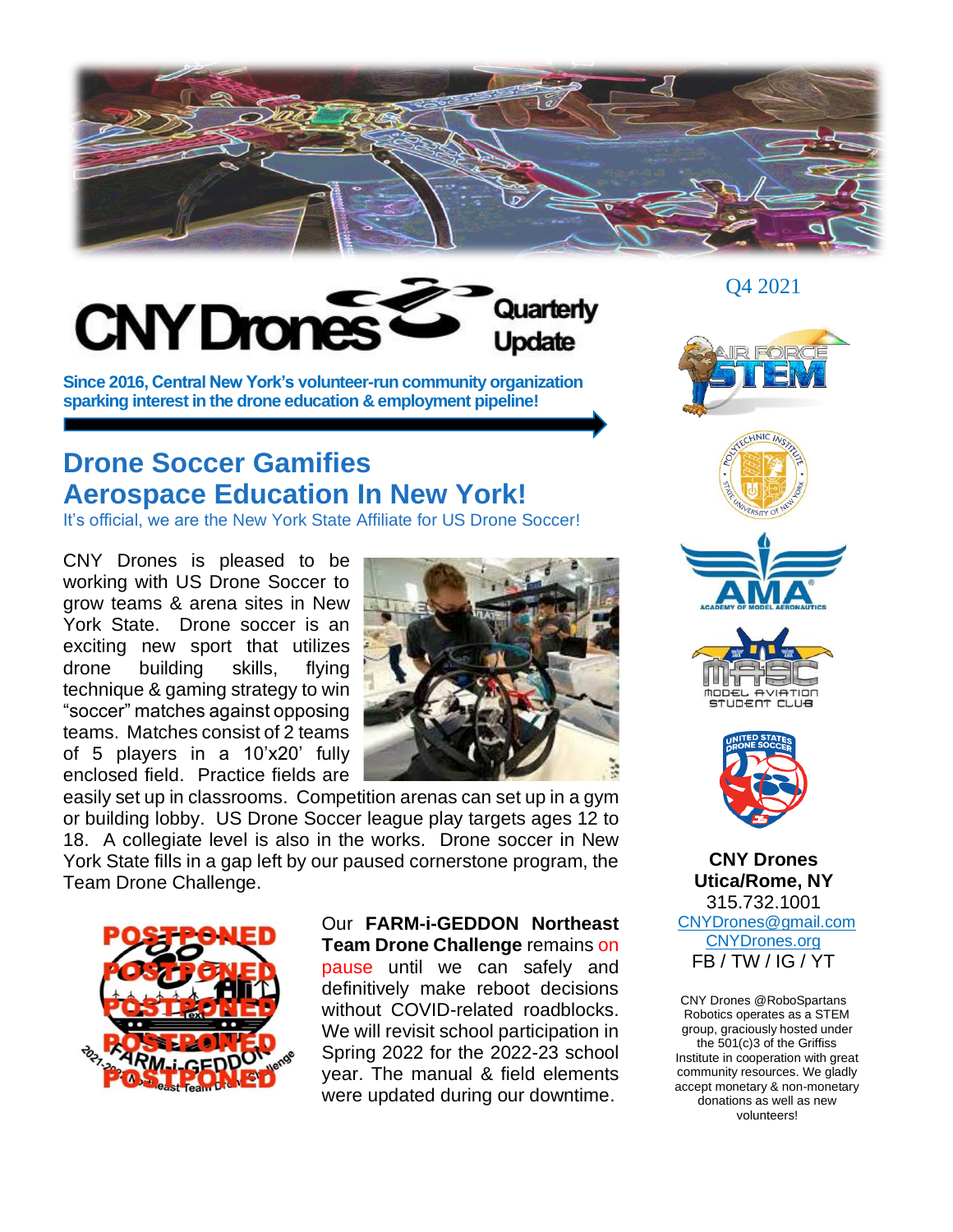# CNY Drones Quarterly Update

Q4 2021

**Since 2016, Central New York's volunteer-run community organization sparking interest in the drone education & employment pipeline!**

## Drone Soccer Gamifies Aerospace Education In New York!

It's official, we are the New York State Affiliate for US Drone Soccer!

CNY Drones is pleased to be working with US Drone Soccer to grow teams & arena sites in New York State. Drone soccer is an exciting new sport that utilizes drone building skills, flying technique & gaming strategy to win "soccer" matches against opposing teams. Matches consist of 2 teams of 5 players in a 10'x20' fully enclosed field. Practice fields are easily set up in classrooms. Competition arenas can set up in a gym or building lobby. US Drone Soccer league play targets ages 12 to 18. A collegiate level is also in the works. Drone soccer in New York State fills in a gap left by our paused cornerstone program, the Team Drone Challenge.

Our **FARM-i-GEDDON Northeast Team Drone Challenge** remains on pause until we can safely and definitively make reboot decisions without COVID-related roadblocks. We will revisit school participation in Spring 2022 for the 2022-23 school year. The manual & field elements were updated during our downtime.

**CNY Drones**
**Utica/Rome, NY**
315.732.1001
CNYDrones@gmail.com
CNYDrones.org
FB / TW / IG / YT

CNY Drones @RoboSpartans Robotics operates as a STEM group, graciously hosted under the 501(c)3 of the Griffiss Institute in cooperation with great community resources. We gladly accept monetary & non-monetary donations as well as new volunteers!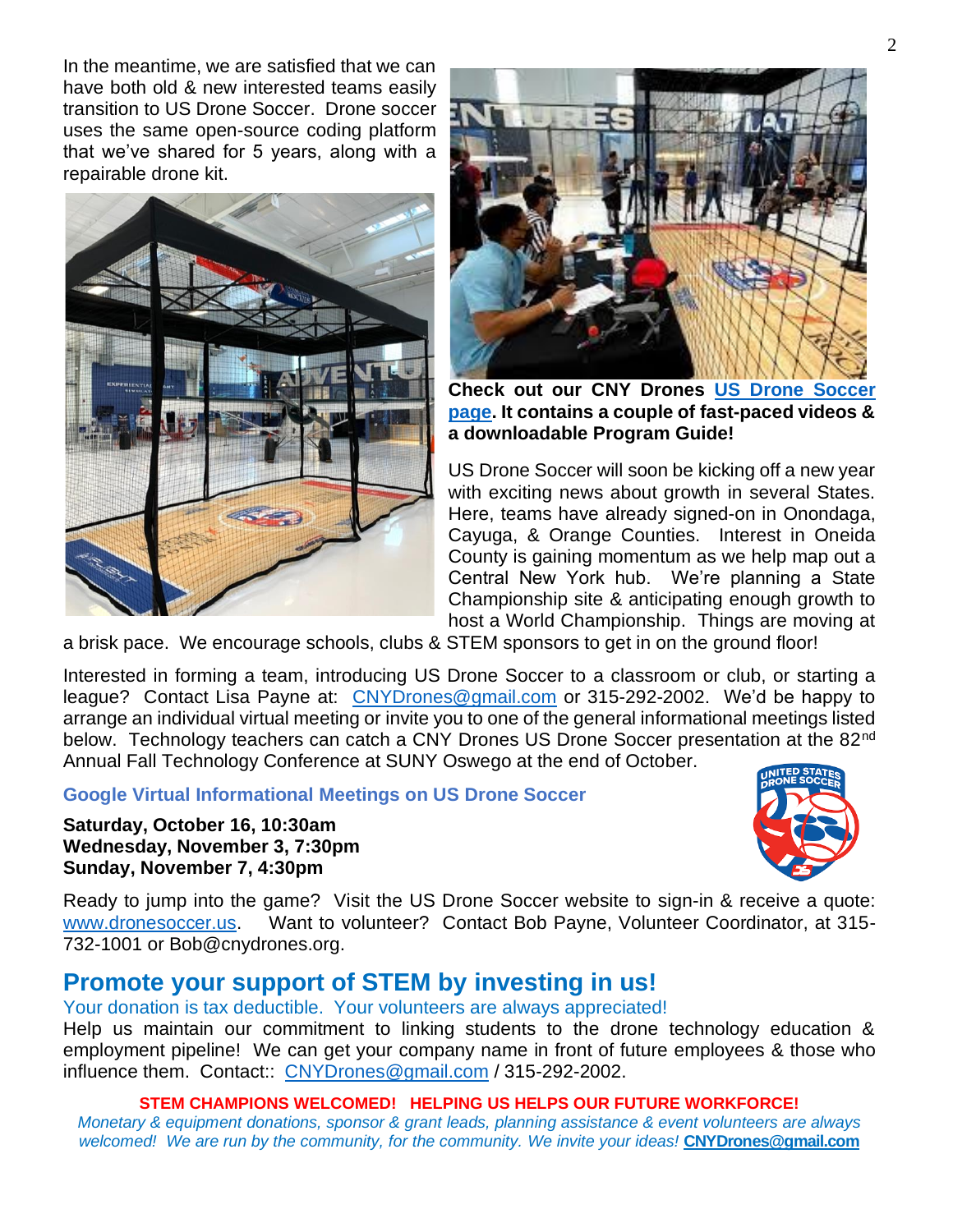In the meantime, we are satisfied that we can have both old & new interested teams easily transition to US Drone Soccer. Drone soccer uses the same open-source coding platform that we've shared for 5 years, along with a repairable drone kit.

**Check out our CNY Drones [US Drone Soccer page](). It contains a couple of fast-paced videos & a downloadable Program Guide!**

US Drone Soccer will soon be kicking off a new year with exciting news about growth in several States. Here, teams have already signed-on in Onondaga, Cayuga, & Orange Counties. Interest in Oneida County is gaining momentum as we help map out a Central New York hub. We're planning a State Championship site & anticipating enough growth to host a World Championship. Things are moving at a brisk pace. We encourage schools, clubs & STEM sponsors to get in on the ground floor!

Interested in forming a team, introducing US Drone Soccer to a classroom or club, or starting a league? Contact Lisa Payne at: CNYDrones@gmail.com or 315-292-2002. We'd be happy to arrange an individual virtual meeting or invite you to one of the general informational meetings listed below. Technology teachers can catch a CNY Drones US Drone Soccer presentation at the 82nd Annual Fall Technology Conference at SUNY Oswego at the end of October.

### Google Virtual Informational Meetings on US Drone Soccer

**Saturday, October 16, 10:30am**
**Wednesday, November 3, 7:30pm**
**Sunday, November 7, 4:30pm**

Ready to jump into the game? Visit the US Drone Soccer website to sign-in & receive a quote: www.dronesoccer.us. Want to volunteer? Contact Bob Payne, Volunteer Coordinator, at 315-732-1001 or Bob@cnydrones.org.

## Promote your support of STEM by investing in us!

Your donation is tax deductible. Your volunteers are always appreciated!

Help us maintain our commitment to linking students to the drone technology education & employment pipeline! We can get your company name in front of future employees & those who influence them. Contact:: CNYDrones@gmail.com / 315-292-2002.

**STEM CHAMPIONS WELCOMED! HELPING US HELPS OUR FUTURE WORKFORCE!**

*Monetary & equipment donations, sponsor & grant leads, planning assistance & event volunteers are always welcomed! We are run by the community, for the community. We invite your ideas!* **CNYDrones@gmail.com**